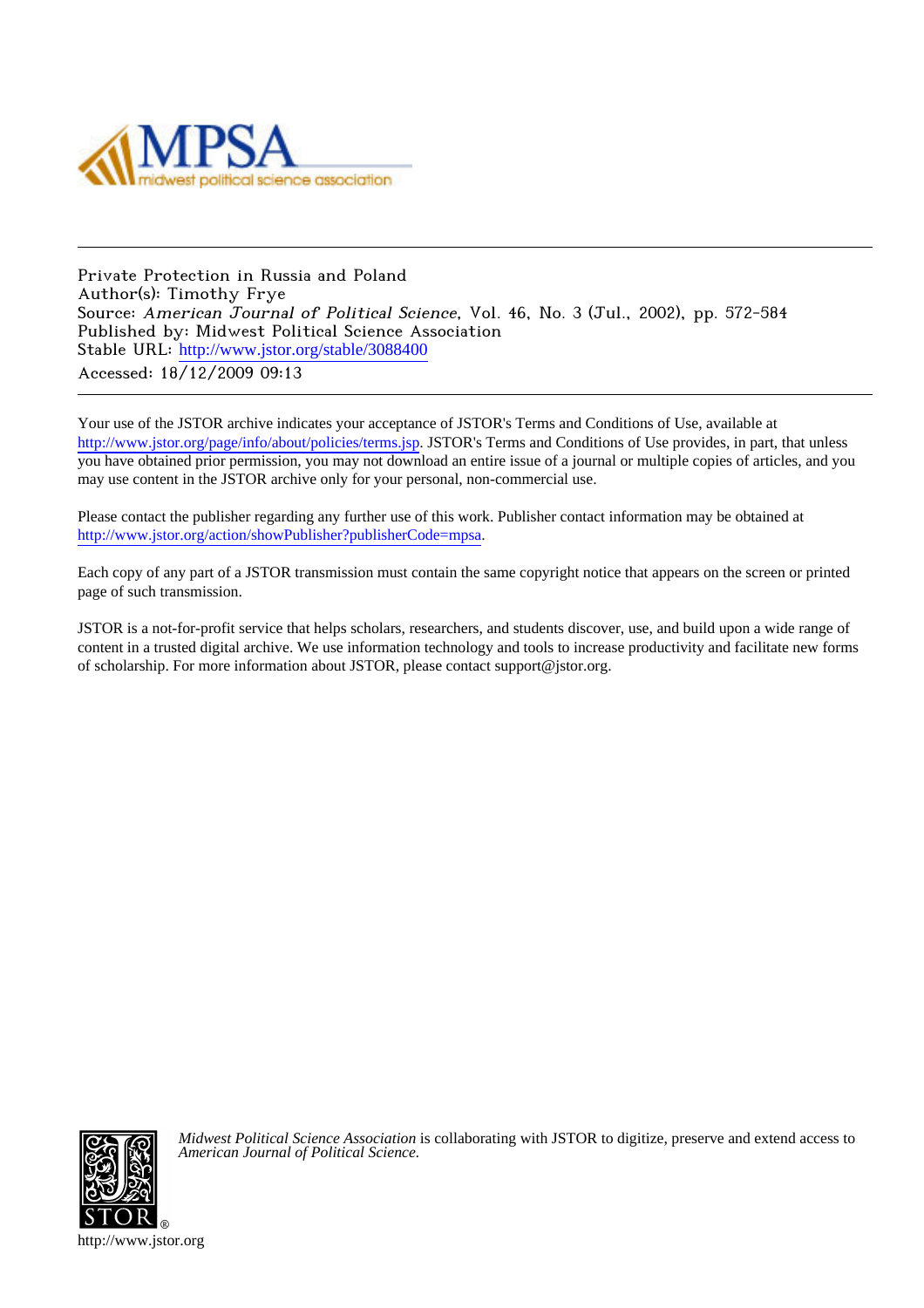Private Protection in Russia and Poland
Author(s): Timothy Frye
Source: *American Journal of Political Science*, Vol. 46, No. 3 (Jul., 2002), pp. 572-584
Published by: Midwest Political Science Association
Stable URL: http://www.jstor.org/stable/3088400
Accessed: 18/12/2009 09:13

Your use of the JSTOR archive indicates your acceptance of JSTOR's Terms and Conditions of Use, available at http://www.jstor.org/page/info/about/policies/terms.jsp. JSTOR's Terms and Conditions of Use provides, in part, that unless you have obtained prior permission, you may not download an entire issue of a journal or multiple copies of articles, and you may use content in the JSTOR archive only for your personal, non-commercial use.

Please contact the publisher regarding any further use of this work. Publisher contact information may be obtained at http://www.jstor.org/action/showPublisher?publisherCode=mpsa.

Each copy of any part of a JSTOR transmission must contain the same copyright notice that appears on the screen or printed page of such transmission.

JSTOR is a not-for-profit service that helps scholars, researchers, and students discover, use, and build upon a wide range of content in a trusted digital archive. We use information technology and tools to increase productivity and facilitate new forms of scholarship. For more information about JSTOR, please contact support@jstor.org.

*Midwest Political Science Association* is collaborating with JSTOR to digitize, preserve and extend access to *American Journal of Political Science*.

http://www.jstor.org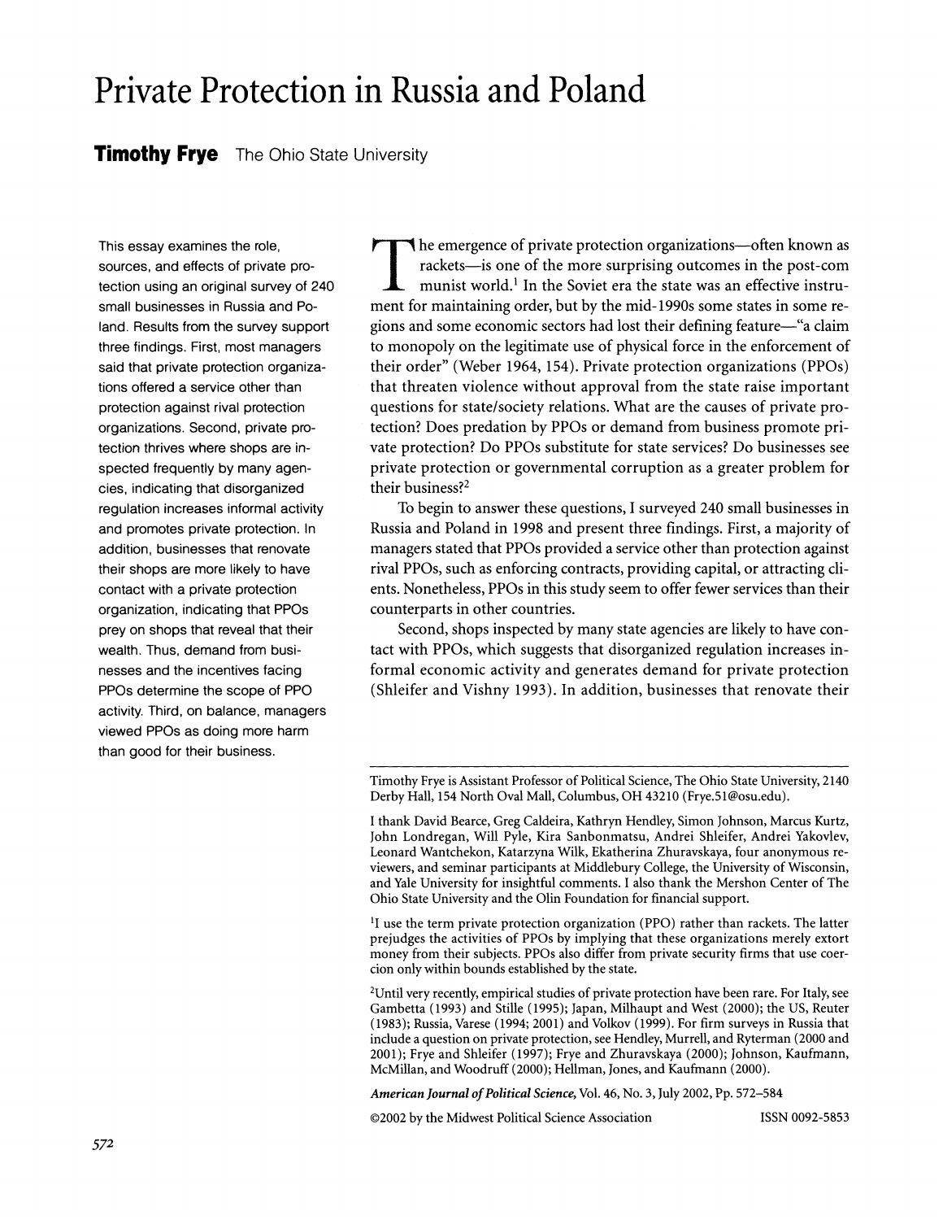# Private Protection in Russia and Poland

**Timothy Frye** The Ohio State University

This essay examines the role, sources, and effects of private protection using an original survey of 240 small businesses in Russia and Poland. Results from the survey support three findings. First, most managers said that private protection organizations offered a service other than protection against rival protection organizations. Second, private protection thrives where shops are inspected frequently by many agencies, indicating that disorganized regulation increases informal activity and promotes private protection. In addition, businesses that renovate their shops are more likely to have contact with a private protection organization, indicating that PPOs prey on shops that reveal that their wealth. Thus, demand from businesses and the incentives facing PPOs determine the scope of PPO activity. Third, on balance, managers viewed PPOs as doing more harm than good for their business.

The emergence of private protection organizations—often known as rackets—is one of the more surprising outcomes in the post-com munist world.[1] In the Soviet era the state was an effective instrument for maintaining order, but by the mid-1990s some states in some regions and some economic sectors had lost their defining feature—"a claim to monopoly on the legitimate use of physical force in the enforcement of their order" (Weber 1964, 154). Private protection organizations (PPOs) that threaten violence without approval from the state raise important questions for state/society relations. What are the causes of private protection? Does predation by PPOs or demand from business promote private protection? Do PPOs substitute for state services? Do businesses see private protection or governmental corruption as a greater problem for their business?[2]

To begin to answer these questions, I surveyed 240 small businesses in Russia and Poland in 1998 and present three findings. First, a majority of managers stated that PPOs provided a service other than protection against rival PPOs, such as enforcing contracts, providing capital, or attracting clients. Nonetheless, PPOs in this study seem to offer fewer services than their counterparts in other countries.

Second, shops inspected by many state agencies are likely to have contact with PPOs, which suggests that disorganized regulation increases informal economic activity and generates demand for private protection (Shleifer and Vishny 1993). In addition, businesses that renovate their

---

Timothy Frye is Assistant Professor of Political Science, The Ohio State University, 2140 Derby Hall, 154 North Oval Mall, Columbus, OH 43210 (Frye.51@osu.edu).

I thank David Bearce, Greg Caldeira, Kathryn Hendley, Simon Johnson, Marcus Kurtz, John Londregan, Will Pyle, Kira Sanbonmatsu, Andrei Shleifer, Andrei Yakovlev, Leonard Wantchekon, Katarzyna Wilk, Ekatherina Zhuravskaya, four anonymous reviewers, and seminar participants at Middlebury College, the University of Wisconsin, and Yale University for insightful comments. I also thank the Mershon Center of The Ohio State University and the Olin Foundation for financial support.

[1] I use the term private protection organization (PPO) rather than rackets. The latter prejudges the activities of PPOs by implying that these organizations merely extort money from their subjects. PPOs also differ from private security firms that use coercion only within bounds established by the state.

[2] Until very recently, empirical studies of private protection have been rare. For Italy, see Gambetta (1993) and Stille (1995); Japan, Milhaupt and West (2000); the US, Reuter (1983); Russia, Varese (1994; 2001) and Volkov (1999). For firm surveys in Russia that include a question on private protection, see Hendley, Murrell, and Ryterman (2000 and 2001); Frye and Shleifer (1997); Frye and Zhuravskaya (2000); Johnson, Kaufmann, McMillan, and Woodruff (2000); Hellman, Jones, and Kaufmann (2000).

*American Journal of Political Science*, Vol. 46, No. 3, July 2002, Pp. 572–584

©2002 by the Midwest Political Science Association ISSN 0092-5853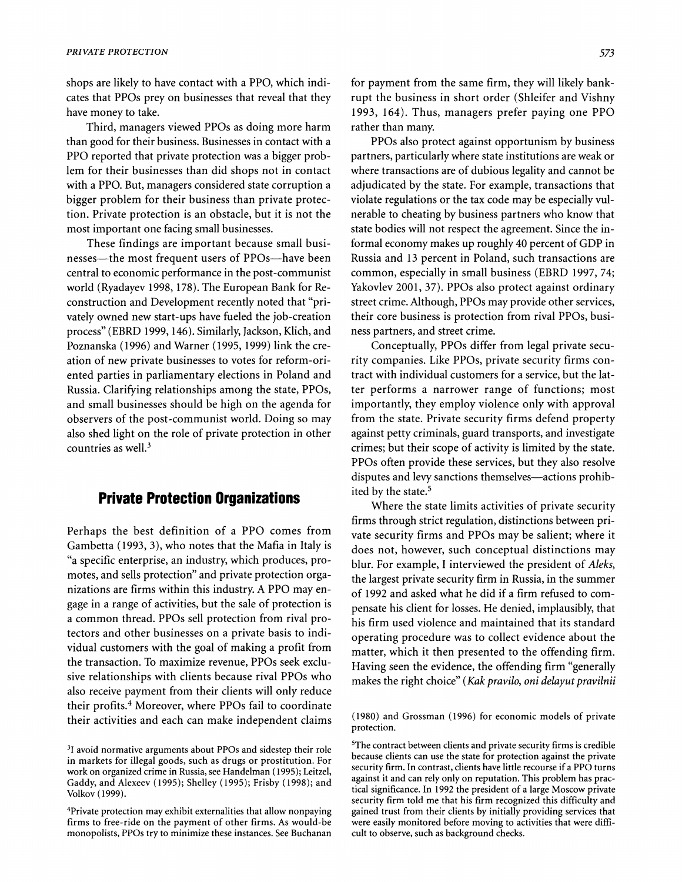shops are likely to have contact with a PPO, which indicates that PPOs prey on businesses that reveal that they have money to take.

Third, managers viewed PPOs as doing more harm than good for their business. Businesses in contact with a PPO reported that private protection was a bigger problem for their businesses than did shops not in contact with a PPO. But, managers considered state corruption a bigger problem for their business than private protection. Private protection is an obstacle, but it is not the most important one facing small businesses.

These findings are important because small businesses—the most frequent users of PPOs—have been central to economic performance in the post-communist world (Ryadayev 1998, 178). The European Bank for Reconstruction and Development recently noted that "privately owned new start-ups have fueled the job-creation process" (EBRD 1999, 146). Similarly, Jackson, Klich, and Poznanska (1996) and Warner (1995, 1999) link the creation of new private businesses to votes for reform-oriented parties in parliamentary elections in Poland and Russia. Clarifying relationships among the state, PPOs, and small businesses should be high on the agenda for observers of the post-communist world. Doing so may also shed light on the role of private protection in other countries as well.[3]

## Private Protection Organizations

Perhaps the best definition of a PPO comes from Gambetta (1993, 3), who notes that the Mafia in Italy is "a specific enterprise, an industry, which produces, promotes, and sells protection" and private protection organizations are firms within this industry. A PPO may engage in a range of activities, but the sale of protection is a common thread. PPOs sell protection from rival protectors and other businesses on a private basis to individual customers with the goal of making a profit from the transaction. To maximize revenue, PPOs seek exclusive relationships with clients because rival PPOs who also receive payment from their clients will only reduce their profits.[4] Moreover, where PPOs fail to coordinate their activities and each can make independent claims for payment from the same firm, they will likely bankrupt the business in short order (Shleifer and Vishny 1993, 164). Thus, managers prefer paying one PPO rather than many.

PPOs also protect against opportunism by business partners, particularly where state institutions are weak or where transactions are of dubious legality and cannot be adjudicated by the state. For example, transactions that violate regulations or the tax code may be especially vulnerable to cheating by business partners who know that state bodies will not respect the agreement. Since the informal economy makes up roughly 40 percent of GDP in Russia and 13 percent in Poland, such transactions are common, especially in small business (EBRD 1997, 74; Yakovlev 2001, 37). PPOs also protect against ordinary street crime. Although, PPOs may provide other services, their core business is protection from rival PPOs, business partners, and street crime.

Conceptually, PPOs differ from legal private security companies. Like PPOs, private security firms contract with individual customers for a service, but the latter performs a narrower range of functions; most importantly, they employ violence only with approval from the state. Private security firms defend property against petty criminals, guard transports, and investigate crimes; but their scope of activity is limited by the state. PPOs often provide these services, but they also resolve disputes and levy sanctions themselves—actions prohibited by the state.[5]

Where the state limits activities of private security firms through strict regulation, distinctions between private security firms and PPOs may be salient; where it does not, however, such conceptual distinctions may blur. For example, I interviewed the president of *Aleks*, the largest private security firm in Russia, in the summer of 1992 and asked what he did if a firm refused to compensate his client for losses. He denied, implausibly, that his firm used violence and maintained that its standard operating procedure was to collect evidence about the matter, which it then presented to the offending firm. Having seen the evidence, the offending firm "generally makes the right choice" (*Kak pravilo, oni delayut pravilnii*

[3] I avoid normative arguments about PPOs and sidestep their role in markets for illegal goods, such as drugs or prostitution. For work on organized crime in Russia, see Handelman (1995); Leitzel, Gaddy, and Alexeev (1995); Shelley (1995); Frisby (1998); and Volkov (1999).

[4] Private protection may exhibit externalities that allow nonpaying firms to free-ride on the payment of other firms. As would-be monopolists, PPOs try to minimize these instances. See Buchanan (1980) and Grossman (1996) for economic models of private protection.

[5] The contract between clients and private security firms is credible because clients can use the state for protection against the private security firm. In contrast, clients have little recourse if a PPO turns against it and can rely only on reputation. This problem has practical significance. In 1992 the president of a large Moscow private security firm told me that his firm recognized this difficulty and gained trust from their clients by initially providing services that were easily monitored before moving to activities that were difficult to observe, such as background checks.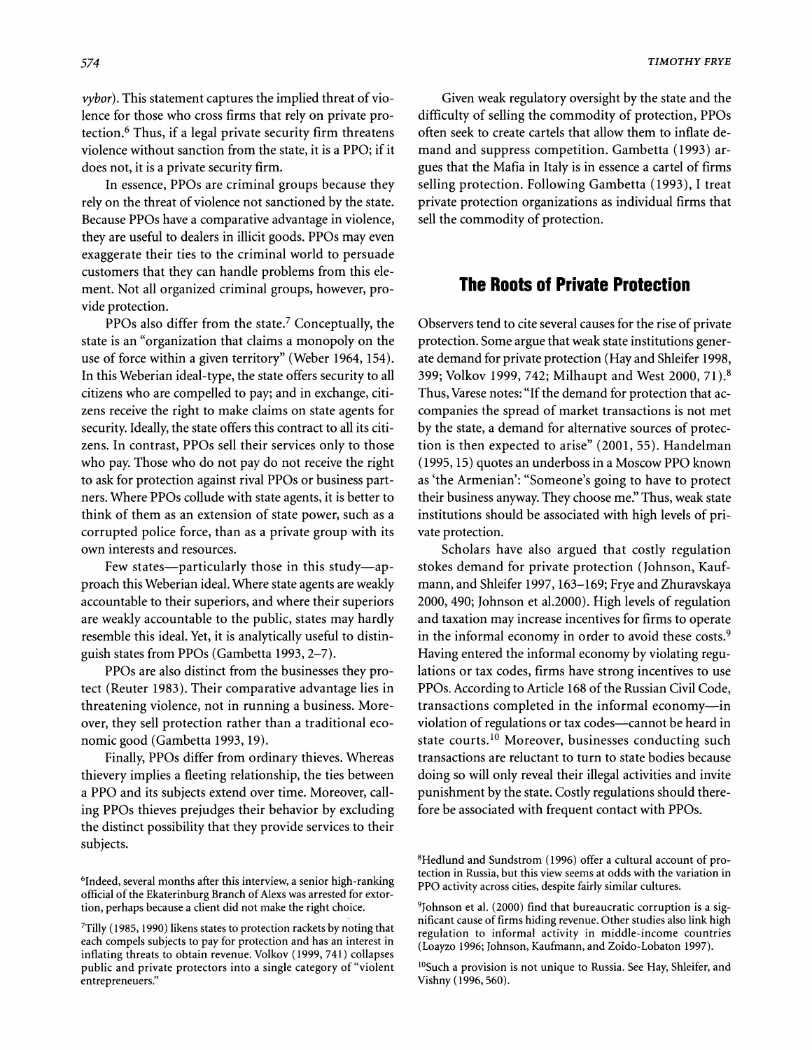*vybor*). This statement captures the implied threat of violence for those who cross firms that rely on private protection.[6] Thus, if a legal private security firm threatens violence without sanction from the state, it is a PPO; if it does not, it is a private security firm.

In essence, PPOs are criminal groups because they rely on the threat of violence not sanctioned by the state. Because PPOs have a comparative advantage in violence, they are useful to dealers in illicit goods. PPOs may even exaggerate their ties to the criminal world to persuade customers that they can handle problems from this element. Not all organized criminal groups, however, provide protection.

PPOs also differ from the state.[7] Conceptually, the state is an "organization that claims a monopoly on the use of force within a given territory" (Weber 1964, 154). In this Weberian ideal-type, the state offers security to all citizens who are compelled to pay; and in exchange, citizens receive the right to make claims on state agents for security. Ideally, the state offers this contract to all its citizens. In contrast, PPOs sell their services only to those who pay. Those who do not pay do not receive the right to ask for protection against rival PPOs or business partners. Where PPOs collude with state agents, it is better to think of them as an extension of state power, such as a corrupted police force, than as a private group with its own interests and resources.

Few states—particularly those in this study—approach this Weberian ideal. Where state agents are weakly accountable to their superiors, and where their superiors are weakly accountable to the public, states may hardly resemble this ideal. Yet, it is analytically useful to distinguish states from PPOs (Gambetta 1993, 2–7).

PPOs are also distinct from the businesses they protect (Reuter 1983). Their comparative advantage lies in threatening violence, not in running a business. Moreover, they sell protection rather than a traditional economic good (Gambetta 1993, 19).

Finally, PPOs differ from ordinary thieves. Whereas thievery implies a fleeting relationship, the ties between a PPO and its subjects extend over time. Moreover, calling PPOs thieves prejudges their behavior by excluding the distinct possibility that they provide services to their subjects.

Given weak regulatory oversight by the state and the difficulty of selling the commodity of protection, PPOs often seek to create cartels that allow them to inflate demand and suppress competition. Gambetta (1993) argues that the Mafia in Italy is in essence a cartel of firms selling protection. Following Gambetta (1993), I treat private protection organizations as individual firms that sell the commodity of protection.

## The Roots of Private Protection

Observers tend to cite several causes for the rise of private protection. Some argue that weak state institutions generate demand for private protection (Hay and Shleifer 1998, 399; Volkov 1999, 742; Milhaupt and West 2000, 71).[8] Thus, Varese notes: "If the demand for protection that accompanies the spread of market transactions is not met by the state, a demand for alternative sources of protection is then expected to arise" (2001, 55). Handelman (1995, 15) quotes an underboss in a Moscow PPO known as 'the Armenian': "Someone's going to have to protect their business anyway. They choose me." Thus, weak state institutions should be associated with high levels of private protection.

Scholars have also argued that costly regulation stokes demand for private protection (Johnson, Kaufmann, and Shleifer 1997, 163–169; Frye and Zhuravskaya 2000, 490; Johnson et al.2000). High levels of regulation and taxation may increase incentives for firms to operate in the informal economy in order to avoid these costs.[9] Having entered the informal economy by violating regulations or tax codes, firms have strong incentives to use PPOs. According to Article 168 of the Russian Civil Code, transactions completed in the informal economy—in violation of regulations or tax codes—cannot be heard in state courts.[10] Moreover, businesses conducting such transactions are reluctant to turn to state bodies because doing so will only reveal their illegal activities and invite punishment by the state. Costly regulations should therefore be associated with frequent contact with PPOs.

---

[6]Indeed, several months after this interview, a senior high-ranking official of the Ekaterinburg Branch of Alexs was arrested for extortion, perhaps because a client did not make the right choice.

[7]Tilly (1985, 1990) likens states to protection rackets by noting that each compels subjects to pay for protection and has an interest in inflating threats to obtain revenue. Volkov (1999, 741) collapses public and private protectors into a single category of "violent entrepreneurs."

[8]Hedlund and Sundstrom (1996) offer a cultural account of protection in Russia, but this view seems at odds with the variation in PPO activity across cities, despite fairly similar cultures.

[9]Johnson et al. (2000) find that bureaucratic corruption is a significant cause of firms hiding revenue. Other studies also link high regulation to informal activity in middle-income countries (Loayzo 1996; Johnson, Kaufmann, and Zoido-Lobaton 1997).

[10]Such a provision is not unique to Russia. See Hay, Shleifer, and Vishny (1996, 560).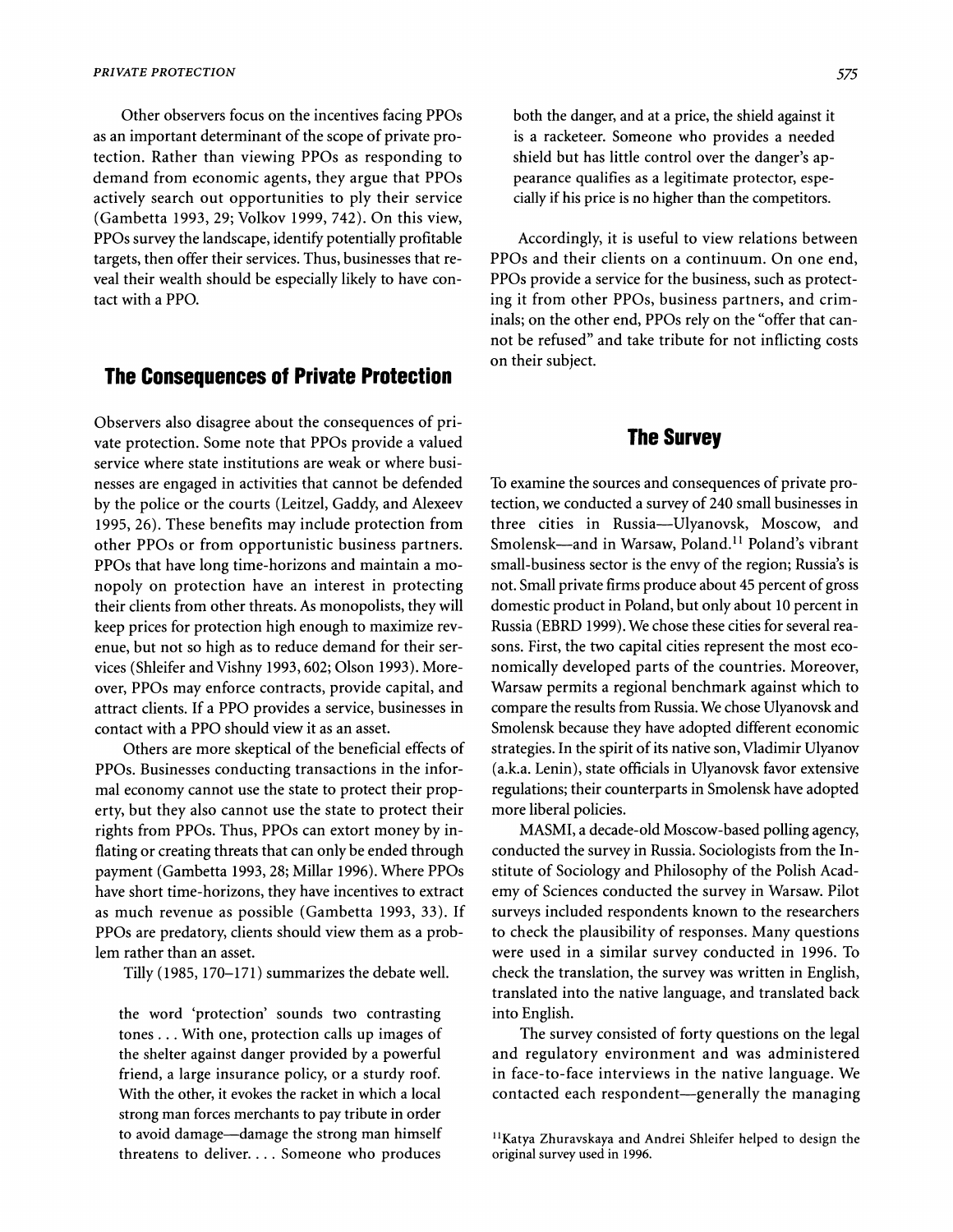Other observers focus on the incentives facing PPOs as an important determinant of the scope of private protection. Rather than viewing PPOs as responding to demand from economic agents, they argue that PPOs actively search out opportunities to ply their service (Gambetta 1993, 29; Volkov 1999, 742). On this view, PPOs survey the landscape, identify potentially profitable targets, then offer their services. Thus, businesses that reveal their wealth should be especially likely to have contact with a PPO.

## The Consequences of Private Protection

Observers also disagree about the consequences of private protection. Some note that PPOs provide a valued service where state institutions are weak or where businesses are engaged in activities that cannot be defended by the police or the courts (Leitzel, Gaddy, and Alexeev 1995, 26). These benefits may include protection from other PPOs or from opportunistic business partners. PPOs that have long time-horizons and maintain a monopoly on protection have an interest in protecting their clients from other threats. As monopolists, they will keep prices for protection high enough to maximize revenue, but not so high as to reduce demand for their services (Shleifer and Vishny 1993, 602; Olson 1993). Moreover, PPOs may enforce contracts, provide capital, and attract clients. If a PPO provides a service, businesses in contact with a PPO should view it as an asset.

Others are more skeptical of the beneficial effects of PPOs. Businesses conducting transactions in the informal economy cannot use the state to protect their property, but they also cannot use the state to protect their rights from PPOs. Thus, PPOs can extort money by inflating or creating threats that can only be ended through payment (Gambetta 1993, 28; Millar 1996). Where PPOs have short time-horizons, they have incentives to extract as much revenue as possible (Gambetta 1993, 33). If PPOs are predatory, clients should view them as a problem rather than an asset.

Tilly (1985, 170–171) summarizes the debate well.

> the word 'protection' sounds two contrasting tones . . . With one, protection calls up images of the shelter against danger provided by a powerful friend, a large insurance policy, or a sturdy roof. With the other, it evokes the racket in which a local strong man forces merchants to pay tribute in order to avoid damage—damage the strong man himself threatens to deliver. . . . Someone who produces both the danger, and at a price, the shield against it is a racketeer. Someone who provides a needed shield but has little control over the danger's appearance qualifies as a legitimate protector, especially if his price is no higher than the competitors.

Accordingly, it is useful to view relations between PPOs and their clients on a continuum. On one end, PPOs provide a service for the business, such as protecting it from other PPOs, business partners, and criminals; on the other end, PPOs rely on the "offer that cannot be refused" and take tribute for not inflicting costs on their subject.

## The Survey

To examine the sources and consequences of private protection, we conducted a survey of 240 small businesses in three cities in Russia—Ulyanovsk, Moscow, and Smolensk—and in Warsaw, Poland.[11] Poland's vibrant small-business sector is the envy of the region; Russia's is not. Small private firms produce about 45 percent of gross domestic product in Poland, but only about 10 percent in Russia (EBRD 1999). We chose these cities for several reasons. First, the two capital cities represent the most economically developed parts of the countries. Moreover, Warsaw permits a regional benchmark against which to compare the results from Russia. We chose Ulyanovsk and Smolensk because they have adopted different economic strategies. In the spirit of its native son, Vladimir Ulyanov (a.k.a. Lenin), state officials in Ulyanovsk favor extensive regulations; their counterparts in Smolensk have adopted more liberal policies.

MASMI, a decade-old Moscow-based polling agency, conducted the survey in Russia. Sociologists from the Institute of Sociology and Philosophy of the Polish Academy of Sciences conducted the survey in Warsaw. Pilot surveys included respondents known to the researchers to check the plausibility of responses. Many questions were used in a similar survey conducted in 1996. To check the translation, the survey was written in English, translated into the native language, and translated back into English.

The survey consisted of forty questions on the legal and regulatory environment and was administered in face-to-face interviews in the native language. We contacted each respondent—generally the managing

[11] Katya Zhuravskaya and Andrei Shleifer helped to design the original survey used in 1996.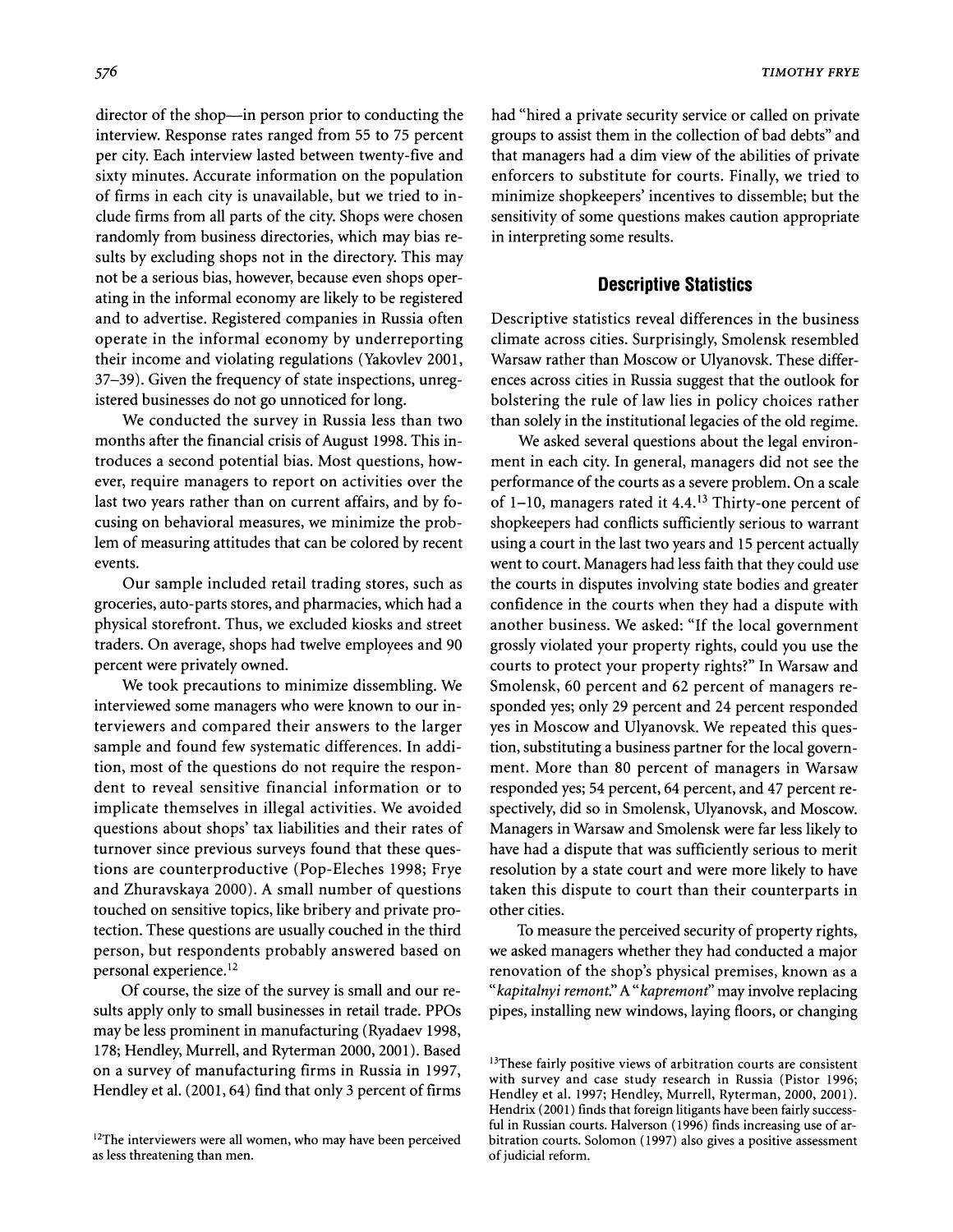director of the shop—in person prior to conducting the interview. Response rates ranged from 55 to 75 percent per city. Each interview lasted between twenty-five and sixty minutes. Accurate information on the population of firms in each city is unavailable, but we tried to include firms from all parts of the city. Shops were chosen randomly from business directories, which may bias results by excluding shops not in the directory. This may not be a serious bias, however, because even shops operating in the informal economy are likely to be registered and to advertise. Registered companies in Russia often operate in the informal economy by underreporting their income and violating regulations (Yakovlev 2001, 37–39). Given the frequency of state inspections, unregistered businesses do not go unnoticed for long.

We conducted the survey in Russia less than two months after the financial crisis of August 1998. This introduces a second potential bias. Most questions, however, require managers to report on activities over the last two years rather than on current affairs, and by focusing on behavioral measures, we minimize the problem of measuring attitudes that can be colored by recent events.

Our sample included retail trading stores, such as groceries, auto-parts stores, and pharmacies, which had a physical storefront. Thus, we excluded kiosks and street traders. On average, shops had twelve employees and 90 percent were privately owned.

We took precautions to minimize dissembling. We interviewed some managers who were known to our interviewers and compared their answers to the larger sample and found few systematic differences. In addition, most of the questions do not require the respondent to reveal sensitive financial information or to implicate themselves in illegal activities. We avoided questions about shops' tax liabilities and their rates of turnover since previous surveys found that these questions are counterproductive (Pop-Eleches 1998; Frye and Zhuravskaya 2000). A small number of questions touched on sensitive topics, like bribery and private protection. These questions are usually couched in the third person, but respondents probably answered based on personal experience.[12]

Of course, the size of the survey is small and our results apply only to small businesses in retail trade. PPOs may be less prominent in manufacturing (Ryadaev 1998, 178; Hendley, Murrell, and Ryterman 2000, 2001). Based on a survey of manufacturing firms in Russia in 1997, Hendley et al. (2001, 64) find that only 3 percent of firms had "hired a private security service or called on private groups to assist them in the collection of bad debts" and that managers had a dim view of the abilities of private enforcers to substitute for courts. Finally, we tried to minimize shopkeepers' incentives to dissemble; but the sensitivity of some questions makes caution appropriate in interpreting some results.

## Descriptive Statistics

Descriptive statistics reveal differences in the business climate across cities. Surprisingly, Smolensk resembled Warsaw rather than Moscow or Ulyanovsk. These differences across cities in Russia suggest that the outlook for bolstering the rule of law lies in policy choices rather than solely in the institutional legacies of the old regime.

We asked several questions about the legal environment in each city. In general, managers did not see the performance of the courts as a severe problem. On a scale of 1–10, managers rated it 4.4.[13] Thirty-one percent of shopkeepers had conflicts sufficiently serious to warrant using a court in the last two years and 15 percent actually went to court. Managers had less faith that they could use the courts in disputes involving state bodies and greater confidence in the courts when they had a dispute with another business. We asked: "If the local government grossly violated your property rights, could you use the courts to protect your property rights?" In Warsaw and Smolensk, 60 percent and 62 percent of managers responded yes; only 29 percent and 24 percent responded yes in Moscow and Ulyanovsk. We repeated this question, substituting a business partner for the local government. More than 80 percent of managers in Warsaw responded yes; 54 percent, 64 percent, and 47 percent respectively, did so in Smolensk, Ulyanovsk, and Moscow. Managers in Warsaw and Smolensk were far less likely to have had a dispute that was sufficiently serious to merit resolution by a state court and were more likely to have taken this dispute to court than their counterparts in other cities.

To measure the perceived security of property rights, we asked managers whether they had conducted a major renovation of the shop's physical premises, known as a "*kapitalnyi remont*." A "*kapremont*" may involve replacing pipes, installing new windows, laying floors, or changing

[12]The interviewers were all women, who may have been perceived as less threatening than men.

[13]These fairly positive views of arbitration courts are consistent with survey and case study research in Russia (Pistor 1996; Hendley et al. 1997; Hendley, Murrell, Ryterman, 2000, 2001). Hendrix (2001) finds that foreign litigants have been fairly successful in Russian courts. Halverson (1996) finds increasing use of arbitration courts. Solomon (1997) also gives a positive assessment of judicial reform.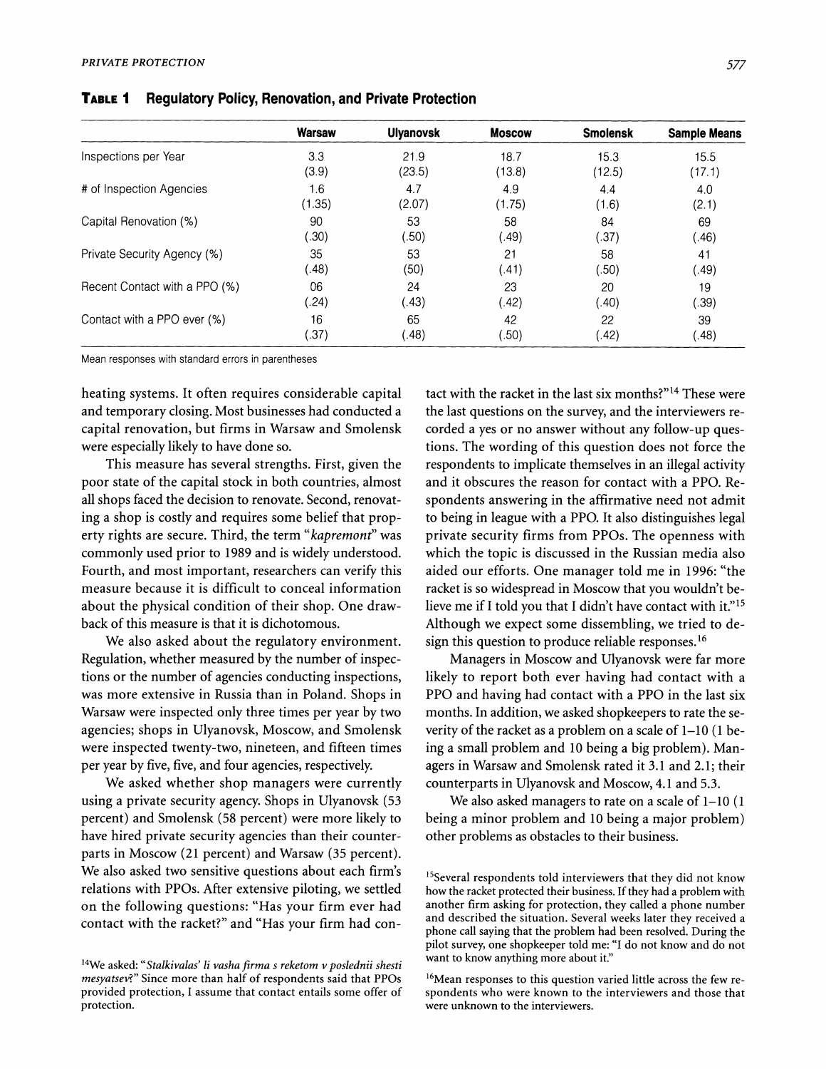**Table 1 Regulatory Policy, Renovation, and Private Protection**

| | Warsaw | Ulyanovsk | Moscow | Smolensk | Sample Means |
|---|---|---|---|---|---|
| Inspections per Year | 3.3 | 21.9 | 18.7 | 15.3 | 15.5 |
| | (3.9) | (23.5) | (13.8) | (12.5) | (17.1) |
| # of Inspection Agencies | 1.6 | 4.7 | 4.9 | 4.4 | 4.0 |
| | (1.35) | (2.07) | (1.75) | (1.6) | (2.1) |
| Capital Renovation (%) | 90 | 53 | 58 | 84 | 69 |
| | (.30) | (.50) | (.49) | (.37) | (.46) |
| Private Security Agency (%) | 35 | 53 | 21 | 58 | 41 |
| | (.48) | (50) | (.41) | (.50) | (.49) |
| Recent Contact with a PPO (%) | 06 | 24 | 23 | 20 | 19 |
| | (.24) | (.43) | (.42) | (.40) | (.39) |
| Contact with a PPO ever (%) | 16 | 65 | 42 | 22 | 39 |
| | (.37) | (.48) | (.50) | (.42) | (.48) |

Mean responses with standard errors in parentheses

heating systems. It often requires considerable capital and temporary closing. Most businesses had conducted a capital renovation, but firms in Warsaw and Smolensk were especially likely to have done so.

This measure has several strengths. First, given the poor state of the capital stock in both countries, almost all shops faced the decision to renovate. Second, renovating a shop is costly and requires some belief that property rights are secure. Third, the term "*kapremont*" was commonly used prior to 1989 and is widely understood. Fourth, and most important, researchers can verify this measure because it is difficult to conceal information about the physical condition of their shop. One drawback of this measure is that it is dichotomous.

We also asked about the regulatory environment. Regulation, whether measured by the number of inspections or the number of agencies conducting inspections, was more extensive in Russia than in Poland. Shops in Warsaw were inspected only three times per year by two agencies; shops in Ulyanovsk, Moscow, and Smolensk were inspected twenty-two, nineteen, and fifteen times per year by five, five, and four agencies, respectively.

We asked whether shop managers were currently using a private security agency. Shops in Ulyanovsk (53 percent) and Smolensk (58 percent) were more likely to have hired private security agencies than their counterparts in Moscow (21 percent) and Warsaw (35 percent). We also asked two sensitive questions about each firm's relations with PPOs. After extensive piloting, we settled on the following questions: "Has your firm ever had contact with the racket?" and "Has your firm had contact with the racket in the last six months?"[14] These were the last questions on the survey, and the interviewers recorded a yes or no answer without any follow-up questions. The wording of this question does not force the respondents to implicate themselves in an illegal activity and it obscures the reason for contact with a PPO. Respondents answering in the affirmative need not admit to being in league with a PPO. It also distinguishes legal private security firms from PPOs. The openness with which the topic is discussed in the Russian media also aided our efforts. One manager told me in 1996: "the racket is so widespread in Moscow that you wouldn't believe me if I told you that I didn't have contact with it."[15] Although we expect some dissembling, we tried to design this question to produce reliable responses.[16]

Managers in Moscow and Ulyanovsk were far more likely to report both ever having had contact with a PPO and having had contact with a PPO in the last six months. In addition, we asked shopkeepers to rate the severity of the racket as a problem on a scale of 1–10 (1 being a small problem and 10 being a big problem). Managers in Warsaw and Smolensk rated it 3.1 and 2.1; their counterparts in Ulyanovsk and Moscow, 4.1 and 5.3.

We also asked managers to rate on a scale of 1–10 (1 being a minor problem and 10 being a major problem) other problems as obstacles to their business.

[14] We asked: "*Stalkivalas' li vasha firma s reketom v poslednii shesti mesyatsev?*" Since more than half of respondents said that PPOs provided protection, I assume that contact entails some offer of protection.

[15] Several respondents told interviewers that they did not know how the racket protected their business. If they had a problem with another firm asking for protection, they called a phone number and described the situation. Several weeks later they received a phone call saying that the problem had been resolved. During the pilot survey, one shopkeeper told me: "I do not know and do not want to know anything more about it."

[16] Mean responses to this question varied little across the few respondents who were known to the interviewers and those that were unknown to the interviewers.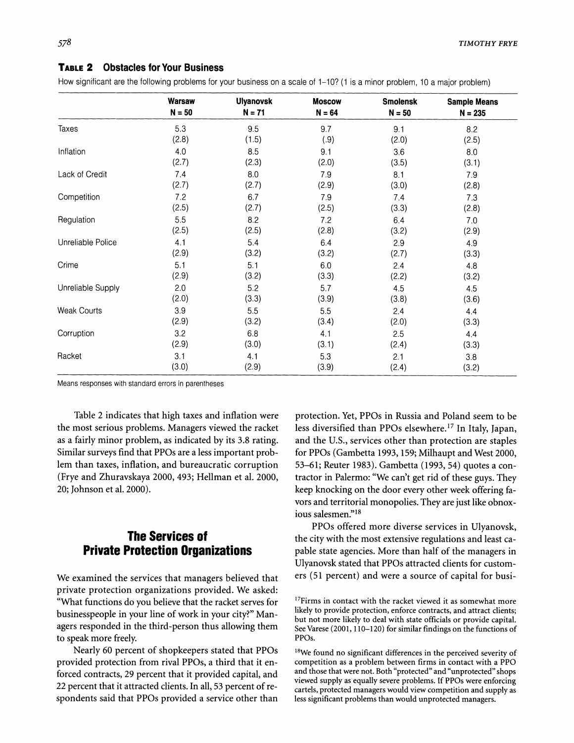**TABLE 2 Obstacles for Your Business**

How significant are the following problems for your business on a scale of 1–10? (1 is a minor problem, 10 a major problem)

| | Warsaw N = 50 | Ulyanovsk N = 71 | Moscow N = 64 | Smolensk N = 50 | Sample Means N = 235 |
|---|---|---|---|---|---|
| Taxes | 5.3 | 9.5 | 9.7 | 9.1 | 8.2 |
| | (2.8) | (1.5) | (.9) | (2.0) | (2.5) |
| Inflation | 4.0 | 8.5 | 9.1 | 3.6 | 8.0 |
| | (2.7) | (2.3) | (2.0) | (3.5) | (3.1) |
| Lack of Credit | 7.4 | 8.0 | 7.9 | 8.1 | 7.9 |
| | (2.7) | (2.7) | (2.9) | (3.0) | (2.8) |
| Competition | 7.2 | 6.7 | 7.9 | 7.4 | 7.3 |
| | (2.5) | (2.7) | (2.5) | (3.3) | (2.8) |
| Regulation | 5.5 | 8.2 | 7.2 | 6.4 | 7.0 |
| | (2.5) | (2.5) | (2.8) | (3.2) | (2.9) |
| Unreliable Police | 4.1 | 5.4 | 6.4 | 2.9 | 4.9 |
| | (2.9) | (3.2) | (3.2) | (2.7) | (3.3) |
| Crime | 5.1 | 5.1 | 6.0 | 2.4 | 4.8 |
| | (2.9) | (3.2) | (3.3) | (2.2) | (3.2) |
| Unreliable Supply | 2.0 | 5.2 | 5.7 | 4.5 | 4.5 |
| | (2.0) | (3.3) | (3.9) | (3.8) | (3.6) |
| Weak Courts | 3.9 | 5.5 | 5.5 | 2.4 | 4.4 |
| | (2.9) | (3.2) | (3.4) | (2.0) | (3.3) |
| Corruption | 3.2 | 6.8 | 4.1 | 2.5 | 4.4 |
| | (2.9) | (3.0) | (3.1) | (2.4) | (3.3) |
| Racket | 3.1 | 4.1 | 5.3 | 2.1 | 3.8 |
| | (3.0) | (2.9) | (3.9) | (2.4) | (3.2) |

Means responses with standard errors in parentheses

Table 2 indicates that high taxes and inflation were the most serious problems. Managers viewed the racket as a fairly minor problem, as indicated by its 3.8 rating. Similar surveys find that PPOs are a less important problem than taxes, inflation, and bureaucratic corruption (Frye and Zhuravskaya 2000, 493; Hellman et al. 2000, 20; Johnson et al. 2000).

## The Services of Private Protection Organizations

We examined the services that managers believed that private protection organizations provided. We asked: "What functions do you believe that the racket serves for businesspeople in your line of work in your city?" Managers responded in the third-person thus allowing them to speak more freely.

Nearly 60 percent of shopkeepers stated that PPOs provided protection from rival PPOs, a third that it enforced contracts, 29 percent that it provided capital, and 22 percent that it attracted clients. In all, 53 percent of respondents said that PPOs provided a service other than protection. Yet, PPOs in Russia and Poland seem to be less diversified than PPOs elsewhere.[17] In Italy, Japan, and the U.S., services other than protection are staples for PPOs (Gambetta 1993, 159; Milhaupt and West 2000, 53–61; Reuter 1983). Gambetta (1993, 54) quotes a contractor in Palermo: "We can't get rid of these guys. They keep knocking on the door every other week offering favors and territorial monopolies. They are just like obnoxious salesmen."[18]

PPOs offered more diverse services in Ulyanovsk, the city with the most extensive regulations and least capable state agencies. More than half of the managers in Ulyanovsk stated that PPOs attracted clients for customers (51 percent) and were a source of capital for busi-

[17]Firms in contact with the racket viewed it as somewhat more likely to provide protection, enforce contracts, and attract clients; but not more likely to deal with state officials or provide capital. See Varese (2001, 110–120) for similar findings on the functions of PPOs.

[18]We found no significant differences in the perceived severity of competition as a problem between firms in contact with a PPO and those that were not. Both "protected" and "unprotected" shops viewed supply as equally severe problems. If PPOs were enforcing cartels, protected managers would view competition and supply as less significant problems than would unprotected managers.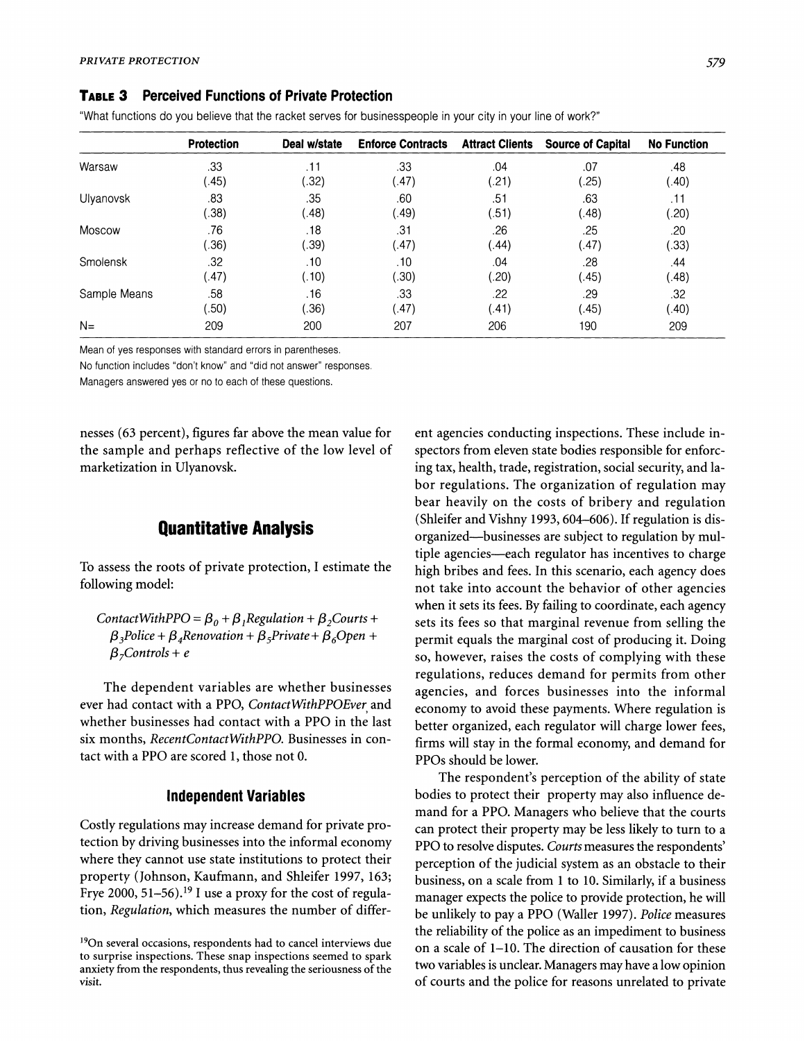**Table 3 Perceived Functions of Private Protection**

"What functions do you believe that the racket serves for businesspeople in your city in your line of work?"

| | Protection | Deal w/state | Enforce Contracts | Attract Clients | Source of Capital | No Function |
|---|---|---|---|---|---|---|
| Warsaw | .33 | .11 | .33 | .04 | .07 | .48 |
| | (.45) | (.32) | (.47) | (.21) | (.25) | (.40) |
| Ulyanovsk | .83 | .35 | .60 | .51 | .63 | .11 |
| | (.38) | (.48) | (.49) | (.51) | (.48) | (.20) |
| Moscow | .76 | .18 | .31 | .26 | .25 | .20 |
| | (.36) | (.39) | (.47) | (.44) | (.47) | (.33) |
| Smolensk | .32 | .10 | .10 | .04 | .28 | .44 |
| | (.47) | (.10) | (.30) | (.20) | (.45) | (.48) |
| Sample Means | .58 | .16 | .33 | .22 | .29 | .32 |
| | (.50) | (.36) | (.47) | (.41) | (.45) | (.40) |
| N= | 209 | 200 | 207 | 206 | 190 | 209 |

Mean of yes responses with standard errors in parentheses.

No function includes "don't know" and "did not answer" responses.

Managers answered yes or no to each of these questions.

nesses (63 percent), figures far above the mean value for the sample and perhaps reflective of the low level of marketization in Ulyanovsk.

## Quantitative Analysis

To assess the roots of private protection, I estimate the following model:

$$ContactWithPPO = \beta_0 + \beta_1 Regulation + \beta_2 Courts + \beta_3 Police + \beta_4 Renovation + \beta_5 Private + \beta_6 Open + \beta_7 Controls + e$$

The dependent variables are whether businesses ever had contact with a PPO, *ContactWithPPOEver*, and whether businesses had contact with a PPO in the last six months, *RecentContactWithPPO.* Businesses in contact with a PPO are scored 1, those not 0.

### Independent Variables

Costly regulations may increase demand for private protection by driving businesses into the informal economy where they cannot use state institutions to protect their property (Johnson, Kaufmann, and Shleifer 1997, 163; Frye 2000, 51–56).[19] I use a proxy for the cost of regulation, *Regulation*, which measures the number of different agencies conducting inspections. These include inspectors from eleven state bodies responsible for enforcing tax, health, trade, registration, social security, and labor regulations. The organization of regulation may bear heavily on the costs of bribery and regulation (Shleifer and Vishny 1993, 604–606). If regulation is disorganized—businesses are subject to regulation by multiple agencies—each regulator has incentives to charge high bribes and fees. In this scenario, each agency does not take into account the behavior of other agencies when it sets its fees. By failing to coordinate, each agency sets its fees so that marginal revenue from selling the permit equals the marginal cost of producing it. Doing so, however, raises the costs of complying with these regulations, reduces demand for permits from other agencies, and forces businesses into the informal economy to avoid these payments. Where regulation is better organized, each regulator will charge lower fees, firms will stay in the formal economy, and demand for PPOs should be lower.

The respondent's perception of the ability of state bodies to protect their property may also influence demand for a PPO. Managers who believe that the courts can protect their property may be less likely to turn to a PPO to resolve disputes. *Courts* measures the respondents' perception of the judicial system as an obstacle to their business, on a scale from 1 to 10. Similarly, if a business manager expects the police to provide protection, he will be unlikely to pay a PPO (Waller 1997). *Police* measures the reliability of the police as an impediment to business on a scale of 1–10. The direction of causation for these two variables is unclear. Managers may have a low opinion of courts and the police for reasons unrelated to private

[19] On several occasions, respondents had to cancel interviews due to surprise inspections. These snap inspections seemed to spark anxiety from the respondents, thus revealing the seriousness of the visit.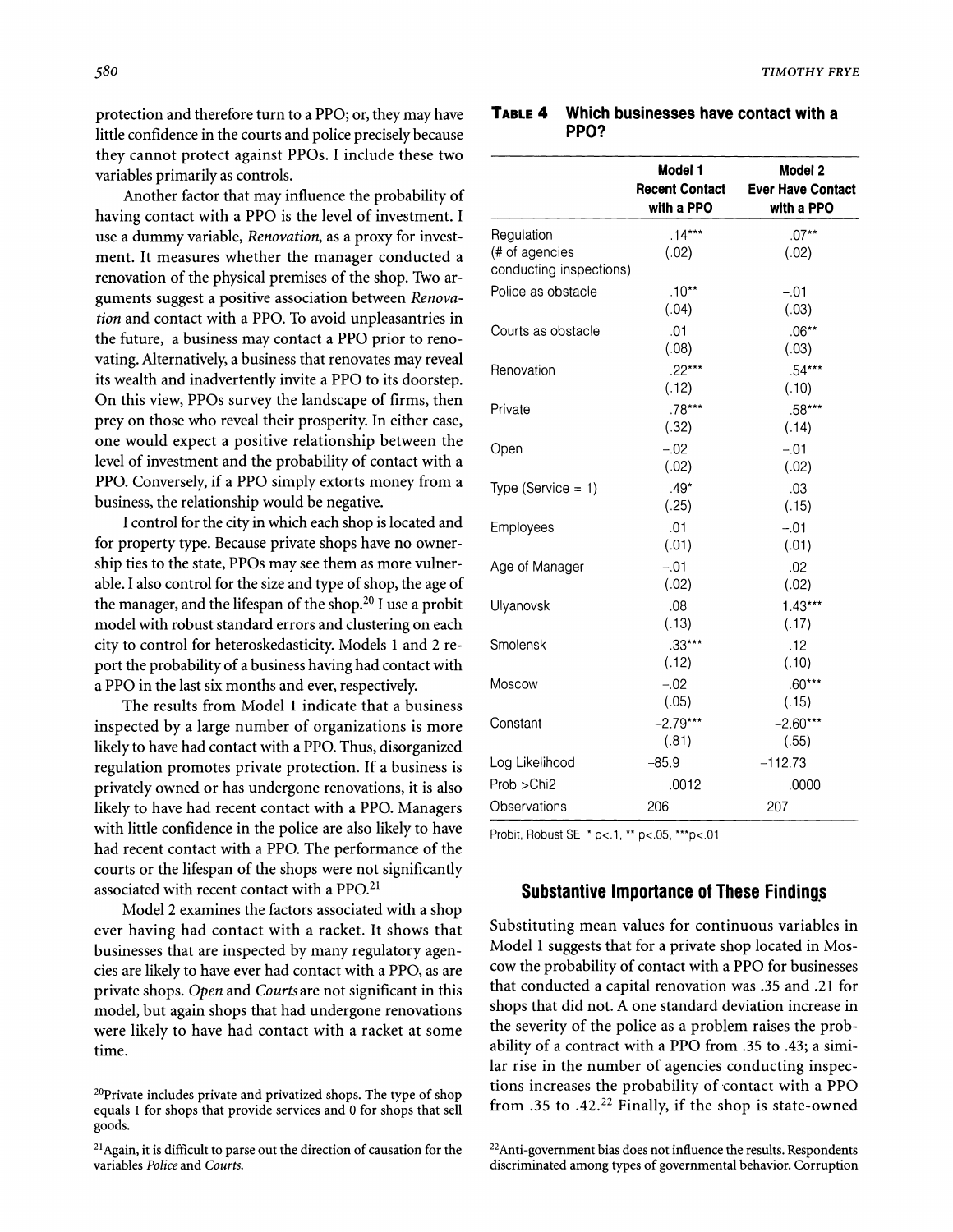protection and therefore turn to a PPO; or, they may have little confidence in the courts and police precisely because they cannot protect against PPOs. I include these two variables primarily as controls.

Another factor that may influence the probability of having contact with a PPO is the level of investment. I use a dummy variable, *Renovation*, as a proxy for investment. It measures whether the manager conducted a renovation of the physical premises of the shop. Two arguments suggest a positive association between *Renovation* and contact with a PPO. To avoid unpleasantries in the future, a business may contact a PPO prior to renovating. Alternatively, a business that renovates may reveal its wealth and inadvertently invite a PPO to its doorstep. On this view, PPOs survey the landscape of firms, then prey on those who reveal their prosperity. In either case, one would expect a positive relationship between the level of investment and the probability of contact with a PPO. Conversely, if a PPO simply extorts money from a business, the relationship would be negative.

I control for the city in which each shop is located and for property type. Because private shops have no ownership ties to the state, PPOs may see them as more vulnerable. I also control for the size and type of shop, the age of the manager, and the lifespan of the shop.[20] I use a probit model with robust standard errors and clustering on each city to control for heteroskedasticity. Models 1 and 2 report the probability of a business having had contact with a PPO in the last six months and ever, respectively.

The results from Model 1 indicate that a business inspected by a large number of organizations is more likely to have had contact with a PPO. Thus, disorganized regulation promotes private protection. If a business is privately owned or has undergone renovations, it is also likely to have had recent contact with a PPO. Managers with little confidence in the police are also likely to have had recent contact with a PPO. The performance of the courts or the lifespan of the shops were not significantly associated with recent contact with a PPO.[21]

Model 2 examines the factors associated with a shop ever having had contact with a racket. It shows that businesses that are inspected by many regulatory agencies are likely to have ever had contact with a PPO, as are private shops. *Open* and *Courts* are not significant in this model, but again shops that had undergone renovations were likely to have had contact with a racket at some time.

**TABLE 4 Which businesses have contact with a PPO?**

| | Model 1 Recent Contact with a PPO | Model 2 Ever Have Contact with a PPO |
|---|---|---|
| Regulation (# of agencies conducting inspections) | .14*** (.02) | .07** (.02) |
| Police as obstacle | .10** (.04) | −.01 (.03) |
| Courts as obstacle | .01 (.08) | .06** (.03) |
| Renovation | .22*** (.12) | .54*** (.10) |
| Private | .78*** (.32) | .58*** (.14) |
| Open | −.02 (.02) | −.01 (.02) |
| Type (Service = 1) | .49* (.25) | .03 (.15) |
| Employees | .01 (.01) | −.01 (.01) |
| Age of Manager | −.01 (.02) | .02 (.02) |
| Ulyanovsk | .08 (.13) | 1.43*** (.17) |
| Smolensk | .33*** (.12) | .12 (.10) |
| Moscow | −.02 (.05) | .60*** (.15) |
| Constant | −2.79*** (.81) | −2.60*** (.55) |
| Log Likelihood | −85.9 | −112.73 |
| Prob >Chi2 | .0012 | .0000 |
| Observations | 206 | 207 |

Probit, Robust SE, * p<.1, ** p<.05, ***p<.01

## Substantive Importance of These Findings

Substituting mean values for continuous variables in Model 1 suggests that for a private shop located in Moscow the probability of contact with a PPO for businesses that conducted a capital renovation was .35 and .21 for shops that did not. A one standard deviation increase in the severity of the police as a problem raises the probability of a contract with a PPO from .35 to .43; a similar rise in the number of agencies conducting inspections increases the probability of contact with a PPO from .35 to .42.[22] Finally, if the shop is state-owned

[20] Private includes private and privatized shops. The type of shop equals 1 for shops that provide services and 0 for shops that sell goods.

[21] Again, it is difficult to parse out the direction of causation for the variables *Police* and *Courts*.

[22] Anti-government bias does not influence the results. Respondents discriminated among types of governmental behavior. Corruption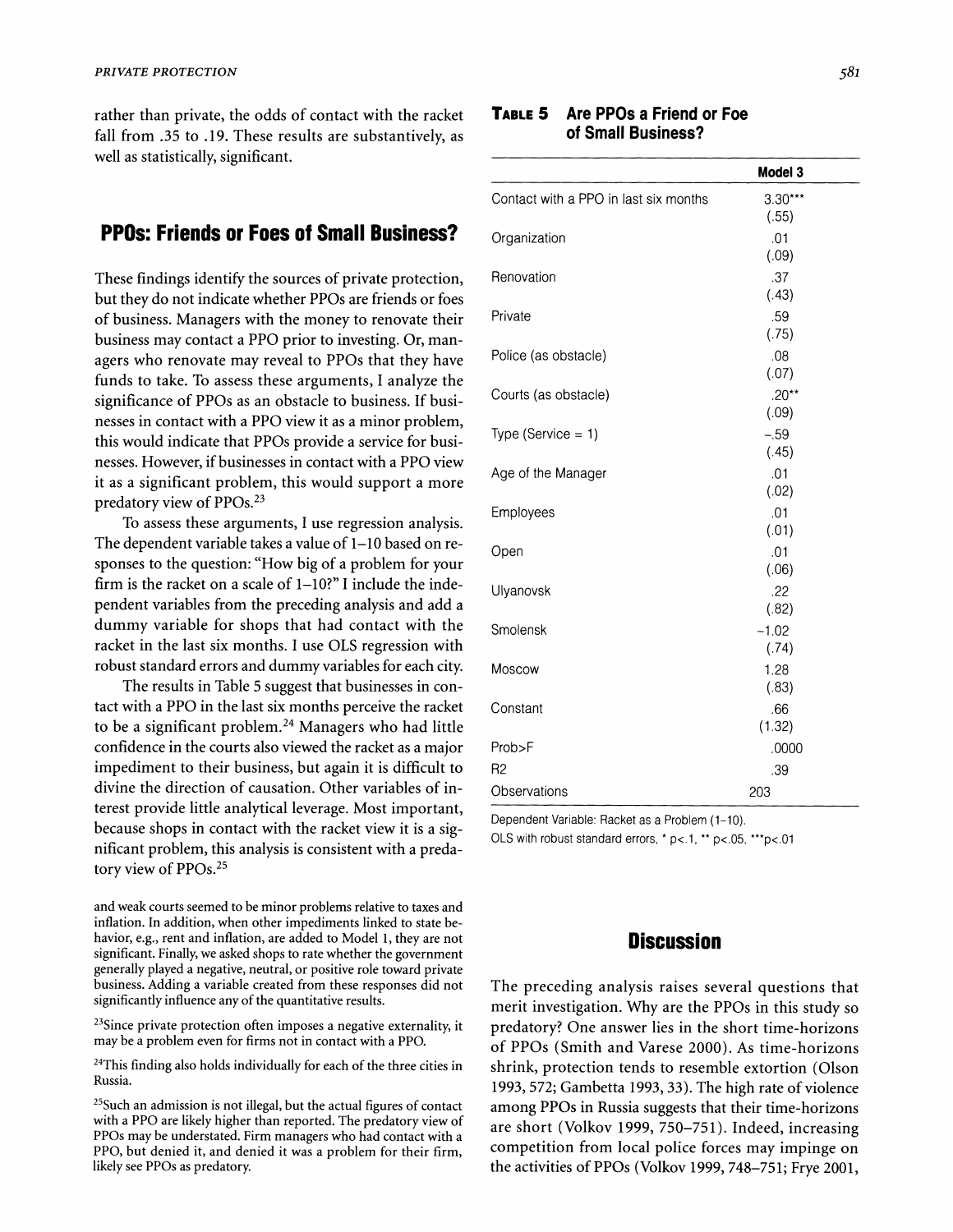rather than private, the odds of contact with the racket fall from .35 to .19. These results are substantively, as well as statistically, significant.

## PPOs: Friends or Foes of Small Business?

These findings identify the sources of private protection, but they do not indicate whether PPOs are friends or foes of business. Managers with the money to renovate their business may contact a PPO prior to investing. Or, managers who renovate may reveal to PPOs that they have funds to take. To assess these arguments, I analyze the significance of PPOs as an obstacle to business. If businesses in contact with a PPO view it as a minor problem, this would indicate that PPOs provide a service for businesses. However, if businesses in contact with a PPO view it as a significant problem, this would support a more predatory view of PPOs.[23]

To assess these arguments, I use regression analysis. The dependent variable takes a value of 1–10 based on responses to the question: "How big of a problem for your firm is the racket on a scale of 1–10?" I include the independent variables from the preceding analysis and add a dummy variable for shops that had contact with the racket in the last six months. I use OLS regression with robust standard errors and dummy variables for each city.

The results in Table 5 suggest that businesses in contact with a PPO in the last six months perceive the racket to be a significant problem.[24] Managers who had little confidence in the courts also viewed the racket as a major impediment to their business, but again it is difficult to divine the direction of causation. Other variables of interest provide little analytical leverage. Most important, because shops in contact with the racket view it is a significant problem, this analysis is consistent with a predatory view of PPOs.[25]

**TABLE 5 Are PPOs a Friend or Foe of Small Business?**

| | Model 3 |
|---|---|
| Contact with a PPO in last six months | 3.30*** (.55) |
| Organization | .01 (.09) |
| Renovation | .37 (.43) |
| Private | .59 (.75) |
| Police (as obstacle) | .08 (.07) |
| Courts (as obstacle) | .20** (.09) |
| Type (Service = 1) | −.59 (.45) |
| Age of the Manager | .01 (.02) |
| Employees | .01 (.01) |
| Open | .01 (.06) |
| Ulyanovsk | .22 (.82) |
| Smolensk | −1.02 (.74) |
| Moscow | 1.28 (.83) |
| Constant | .66 (1.32) |
| Prob>F | .0000 |
| R2 | .39 |
| Observations | 203 |

Dependent Variable: Racket as a Problem (1–10).
OLS with robust standard errors, * $p<.1$, ** $p<.05$, *** $p<.01$

and weak courts seemed to be minor problems relative to taxes and inflation. In addition, when other impediments linked to state behavior, e.g., rent and inflation, are added to Model 1, they are not significant. Finally, we asked shops to rate whether the government generally played a negative, neutral, or positive role toward private business. Adding a variable created from these responses did not significantly influence any of the quantitative results.

[23] Since private protection often imposes a negative externality, it may be a problem even for firms not in contact with a PPO.

[24] This finding also holds individually for each of the three cities in Russia.

[25] Such an admission is not illegal, but the actual figures of contact with a PPO are likely higher than reported. The predatory view of PPOs may be understated. Firm managers who had contact with a PPO, but denied it, and denied it was a problem for their firm, likely see PPOs as predatory.

## Discussion

The preceding analysis raises several questions that merit investigation. Why are the PPOs in this study so predatory? One answer lies in the short time-horizons of PPOs (Smith and Varese 2000). As time-horizons shrink, protection tends to resemble extortion (Olson 1993, 572; Gambetta 1993, 33). The high rate of violence among PPOs in Russia suggests that their time-horizons are short (Volkov 1999, 750–751). Indeed, increasing competition from local police forces may impinge on the activities of PPOs (Volkov 1999, 748–751; Frye 2001,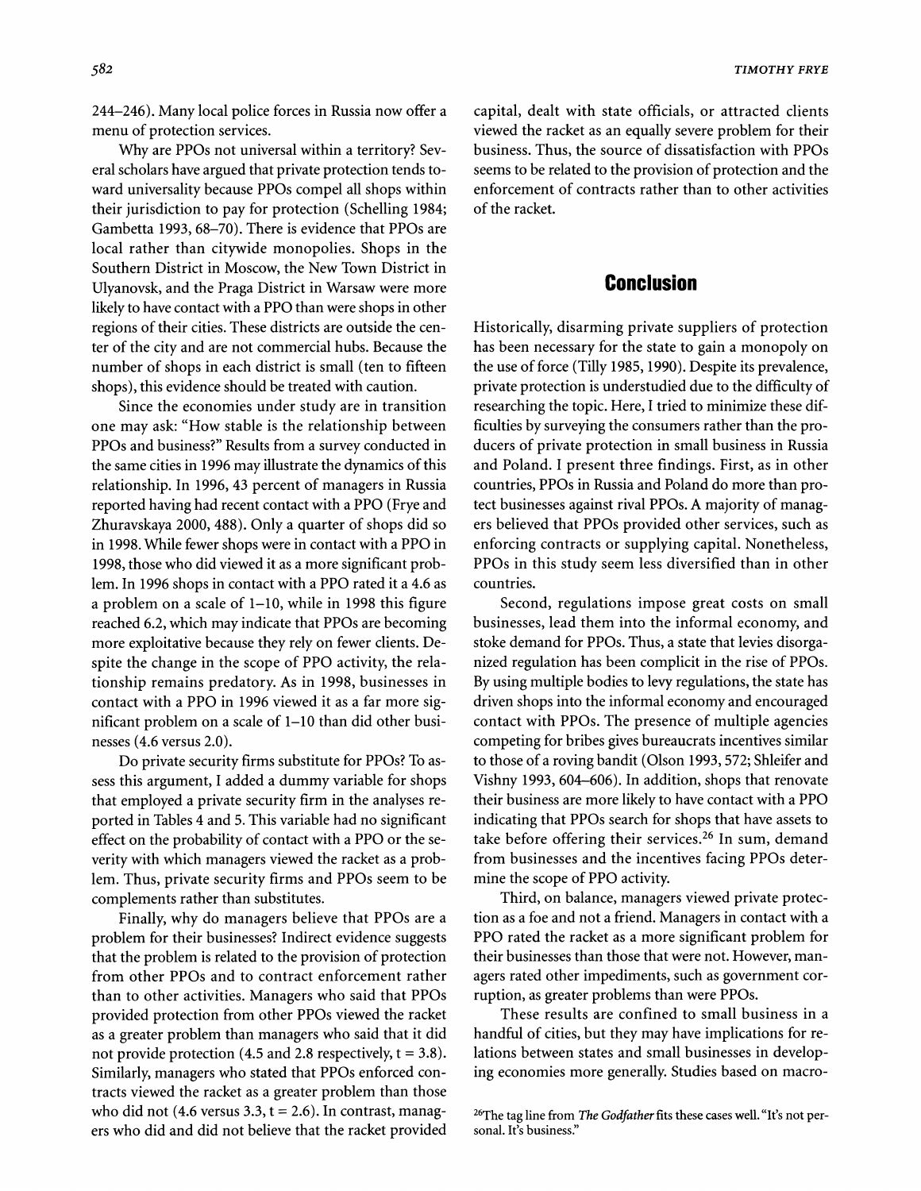244–246). Many local police forces in Russia now offer a menu of protection services.

Why are PPOs not universal within a territory? Several scholars have argued that private protection tends toward universality because PPOs compel all shops within their jurisdiction to pay for protection (Schelling 1984; Gambetta 1993, 68–70). There is evidence that PPOs are local rather than citywide monopolies. Shops in the Southern District in Moscow, the New Town District in Ulyanovsk, and the Praga District in Warsaw were more likely to have contact with a PPO than were shops in other regions of their cities. These districts are outside the center of the city and are not commercial hubs. Because the number of shops in each district is small (ten to fifteen shops), this evidence should be treated with caution.

Since the economies under study are in transition one may ask: "How stable is the relationship between PPOs and business?" Results from a survey conducted in the same cities in 1996 may illustrate the dynamics of this relationship. In 1996, 43 percent of managers in Russia reported having had recent contact with a PPO (Frye and Zhuravskaya 2000, 488). Only a quarter of shops did so in 1998. While fewer shops were in contact with a PPO in 1998, those who did viewed it as a more significant problem. In 1996 shops in contact with a PPO rated it a 4.6 as a problem on a scale of 1–10, while in 1998 this figure reached 6.2, which may indicate that PPOs are becoming more exploitative because they rely on fewer clients. Despite the change in the scope of PPO activity, the relationship remains predatory. As in 1998, businesses in contact with a PPO in 1996 viewed it as a far more significant problem on a scale of 1–10 than did other businesses (4.6 versus 2.0).

Do private security firms substitute for PPOs? To assess this argument, I added a dummy variable for shops that employed a private security firm in the analyses reported in Tables 4 and 5. This variable had no significant effect on the probability of contact with a PPO or the severity with which managers viewed the racket as a problem. Thus, private security firms and PPOs seem to be complements rather than substitutes.

Finally, why do managers believe that PPOs are a problem for their businesses? Indirect evidence suggests that the problem is related to the provision of protection from other PPOs and to contract enforcement rather than to other activities. Managers who said that PPOs provided protection from other PPOs viewed the racket as a greater problem than managers who said that it did not provide protection (4.5 and 2.8 respectively, $t = 3.8$). Similarly, managers who stated that PPOs enforced contracts viewed the racket as a greater problem than those who did not (4.6 versus 3.3, $t = 2.6$). In contrast, managers who did and did not believe that the racket provided capital, dealt with state officials, or attracted clients viewed the racket as an equally severe problem for their business. Thus, the source of dissatisfaction with PPOs seems to be related to the provision of protection and the enforcement of contracts rather than to other activities of the racket.

## Conclusion

Historically, disarming private suppliers of protection has been necessary for the state to gain a monopoly on the use of force (Tilly 1985, 1990). Despite its prevalence, private protection is understudied due to the difficulty of researching the topic. Here, I tried to minimize these difficulties by surveying the consumers rather than the producers of private protection in small business in Russia and Poland. I present three findings. First, as in other countries, PPOs in Russia and Poland do more than protect businesses against rival PPOs. A majority of managers believed that PPOs provided other services, such as enforcing contracts or supplying capital. Nonetheless, PPOs in this study seem less diversified than in other countries.

Second, regulations impose great costs on small businesses, lead them into the informal economy, and stoke demand for PPOs. Thus, a state that levies disorganized regulation has been complicit in the rise of PPOs. By using multiple bodies to levy regulations, the state has driven shops into the informal economy and encouraged contact with PPOs. The presence of multiple agencies competing for bribes gives bureaucrats incentives similar to those of a roving bandit (Olson 1993, 572; Shleifer and Vishny 1993, 604–606). In addition, shops that renovate their business are more likely to have contact with a PPO indicating that PPOs search for shops that have assets to take before offering their services.[26] In sum, demand from businesses and the incentives facing PPOs determine the scope of PPO activity.

Third, on balance, managers viewed private protection as a foe and not a friend. Managers in contact with a PPO rated the racket as a more significant problem for their businesses than those that were not. However, managers rated other impediments, such as government corruption, as greater problems than were PPOs.

These results are confined to small business in a handful of cities, but they may have implications for relations between states and small businesses in developing economies more generally. Studies based on macro-

[26]The tag line from *The Godfather* fits these cases well. "It's not personal. It's business."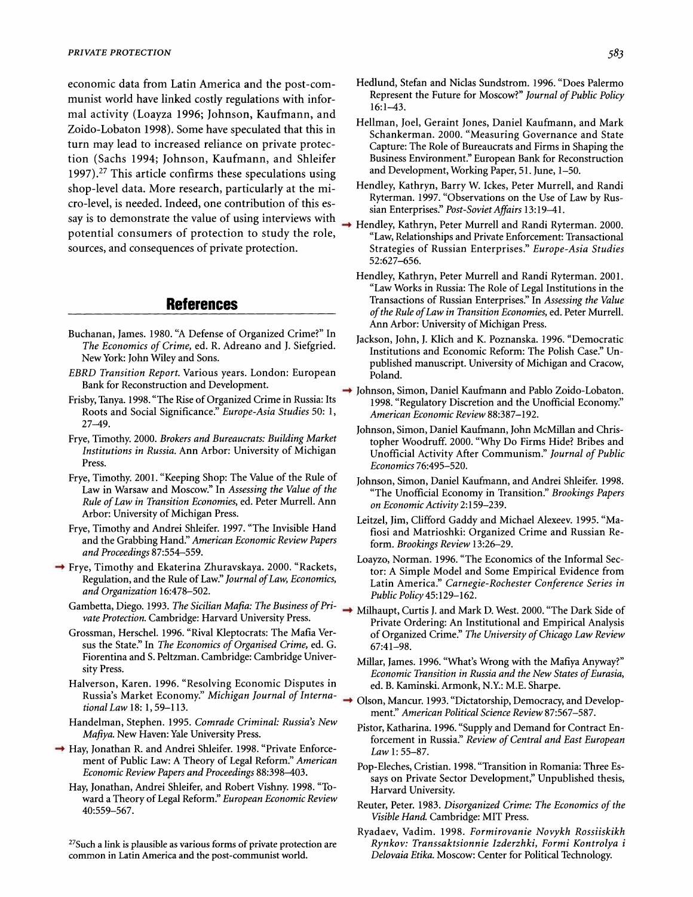economic data from Latin America and the post-communist world have linked costly regulations with informal activity (Loayza 1996; Johnson, Kaufmann, and Zoido-Lobaton 1998). Some have speculated that this in turn may lead to increased reliance on private protection (Sachs 1994; Johnson, Kaufmann, and Shleifer 1997).[27] This article confirms these speculations using shop-level data. More research, particularly at the micro-level, is needed. Indeed, one contribution of this essay is to demonstrate the value of using interviews with potential consumers of protection to study the role, sources, and consequences of private protection.

## References

Buchanan, James. 1980. "A Defense of Organized Crime?" In *The Economics of Crime*, ed. R. Adreano and J. Siefgried. New York: John Wiley and Sons.

*EBRD Transition Report*. Various years. London: European Bank for Reconstruction and Development.

Frisby, Tanya. 1998. "The Rise of Organized Crime in Russia: Its Roots and Social Significance." *Europe-Asia Studies* 50: 1, 27–49.

Frye, Timothy. 2000. *Brokers and Bureaucrats: Building Market Institutions in Russia*. Ann Arbor: University of Michigan Press.

Frye, Timothy. 2001. "Keeping Shop: The Value of the Rule of Law in Warsaw and Moscow." In *Assessing the Value of the Rule of Law in Transition Economies*, ed. Peter Murrell. Ann Arbor: University of Michigan Press.

Frye, Timothy and Andrei Shleifer. 1997. "The Invisible Hand and the Grabbing Hand." *American Economic Review Papers and Proceedings* 87:554–559.

Frye, Timothy and Ekaterina Zhuravskaya. 2000. "Rackets, Regulation, and the Rule of Law." *Journal of Law, Economics, and Organization* 16:478–502.

Gambetta, Diego. 1993. *The Sicilian Mafia: The Business of Private Protection*. Cambridge: Harvard University Press.

Grossman, Herschel. 1996. "Rival Kleptocrats: The Mafia Versus the State." In *The Economics of Organised Crime*, ed. G. Fiorentina and S. Peltzman. Cambridge: Cambridge University Press.

Halverson, Karen. 1996. "Resolving Economic Disputes in Russia's Market Economy." *Michigan Journal of International Law* 18: 1, 59–113.

Handelman, Stephen. 1995. *Comrade Criminal: Russia's New Mafiya*. New Haven: Yale University Press.

Hay, Jonathan R. and Andrei Shleifer. 1998. "Private Enforcement of Public Law: A Theory of Legal Reform." *American Economic Review Papers and Proceedings* 88:398–403.

Hay, Jonathan, Andrei Shleifer, and Robert Vishny. 1998. "Toward a Theory of Legal Reform." *European Economic Review* 40:559–567.

Hedlund, Stefan and Niclas Sundstrom. 1996. "Does Palermo Represent the Future for Moscow?" *Journal of Public Policy* 16:1–43.

Hellman, Joel, Geraint Jones, Daniel Kaufmann, and Mark Schankerman. 2000. "Measuring Governance and State Capture: The Role of Bureaucrats and Firms in Shaping the Business Environment." European Bank for Reconstruction and Development, Working Paper, 51. June, 1–50.

Hendley, Kathryn, Barry W. Ickes, Peter Murrell, and Randi Ryterman. 1997. "Observations on the Use of Law by Russian Enterprises." *Post-Soviet Affairs* 13:19–41.

Hendley, Kathryn, Peter Murrell and Randi Ryterman. 2000. "Law, Relationships and Private Enforcement: Transactional Strategies of Russian Enterprises." *Europe-Asia Studies* 52:627–656.

Hendley, Kathryn, Peter Murrell and Randi Ryterman. 2001. "Law Works in Russia: The Role of Legal Institutions in the Transactions of Russian Enterprises." In *Assessing the Value of the Rule of Law in Transition Economies*, ed. Peter Murrell. Ann Arbor: University of Michigan Press.

Jackson, John, J. Klich and K. Poznanska. 1996. "Democratic Institutions and Economic Reform: The Polish Case." Unpublished manuscript. University of Michigan and Cracow, Poland.

Johnson, Simon, Daniel Kaufmann and Pablo Zoido-Lobaton. 1998. "Regulatory Discretion and the Unofficial Economy." *American Economic Review* 88:387–192.

Johnson, Simon, Daniel Kaufmann, John McMillan and Christopher Woodruff. 2000. "Why Do Firms Hide? Bribes and Unofficial Activity After Communism." *Journal of Public Economics* 76:495–520.

Johnson, Simon, Daniel Kaufmann, and Andrei Shleifer. 1998. "The Unofficial Economy in Transition." *Brookings Papers on Economic Activity* 2:159–239.

Leitzel, Jim, Clifford Gaddy and Michael Alexeev. 1995. "Mafiosi and Matrioshki: Organized Crime and Russian Reform. *Brookings Review* 13:26–29.

Loayzo, Norman. 1996. "The Economics of the Informal Sector: A Simple Model and Some Empirical Evidence from Latin America." *Carnegie-Rochester Conference Series in Public Policy* 45:129–162.

Milhaupt, Curtis J. and Mark D. West. 2000. "The Dark Side of Private Ordering: An Institutional and Empirical Analysis of Organized Crime." *The University of Chicago Law Review* 67:41–98.

Millar, James. 1996. "What's Wrong with the Mafiya Anyway?" *Economic Transition in Russia and the New States of Eurasia*, ed. B. Kaminski. Armonk, N.Y.: M.E. Sharpe.

Olson, Mancur. 1993. "Dictatorship, Democracy, and Development." *American Political Science Review* 87:567–587.

Pistor, Katharina. 1996. "Supply and Demand for Contract Enforcement in Russia." *Review of Central and East European Law* 1: 55–87.

Pop-Eleches, Cristian. 1998. "Transition in Romania: Three Essays on Private Sector Development," Unpublished thesis, Harvard University.

Reuter, Peter. 1983. *Disorganized Crime: The Economics of the Visible Hand*. Cambridge: MIT Press.

Ryadaev, Vadim. 1998. *Formirovanie Novykh Rossiiskikh Rynkov: Transsaktsionnie Izderzhki, Formi Kontrolya i Delovaia Etika*. Moscow: Center for Political Technology.

[27]Such a link is plausible as various forms of private protection are common in Latin America and the post-communist world.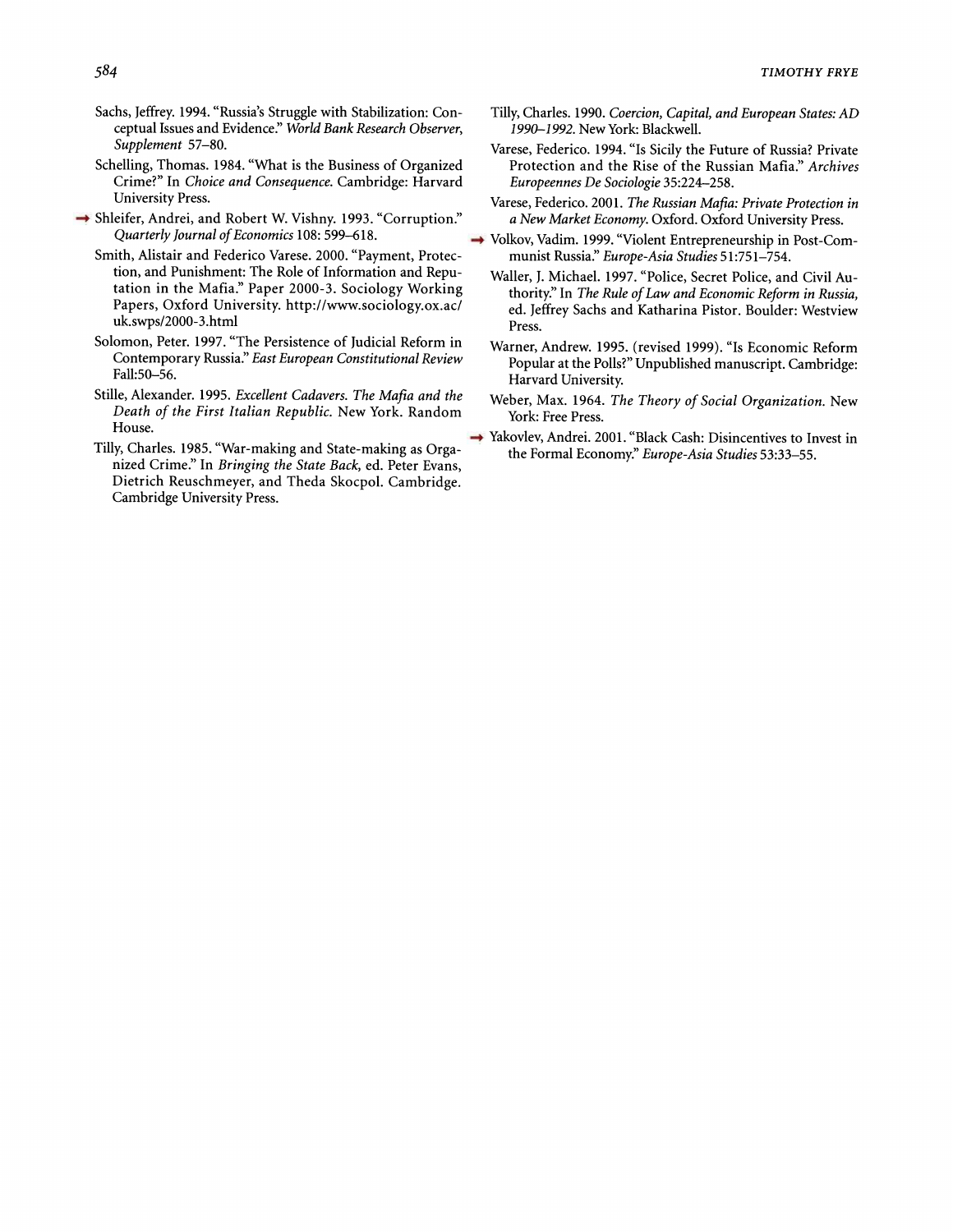Sachs, Jeffrey. 1994. "Russia's Struggle with Stabilization: Conceptual Issues and Evidence." *World Bank Research Observer, Supplement* 57–80.

Schelling, Thomas. 1984. "What is the Business of Organized Crime?" In *Choice and Consequence.* Cambridge: Harvard University Press.

Shleifer, Andrei, and Robert W. Vishny. 1993. "Corruption." *Quarterly Journal of Economics* 108: 599–618.

Smith, Alistair and Federico Varese. 2000. "Payment, Protection, and Punishment: The Role of Information and Reputation in the Mafia." Paper 2000-3. Sociology Working Papers, Oxford University. http://www.sociology.ox.ac/uk.swps/2000-3.html

Solomon, Peter. 1997. "The Persistence of Judicial Reform in Contemporary Russia." *East European Constitutional Review* Fall:50–56.

Stille, Alexander. 1995. *Excellent Cadavers. The Mafia and the Death of the First Italian Republic.* New York. Random House.

Tilly, Charles. 1985. "War-making and State-making as Organized Crime." In *Bringing the State Back,* ed. Peter Evans, Dietrich Reuschmeyer, and Theda Skocpol. Cambridge. Cambridge University Press.

Tilly, Charles. 1990. *Coercion, Capital, and European States: AD 1990–1992.* New York: Blackwell.

Varese, Federico. 1994. "Is Sicily the Future of Russia? Private Protection and the Rise of the Russian Mafia." *Archives Europeennes De Sociologie* 35:224–258.

Varese, Federico. 2001. *The Russian Mafia: Private Protection in a New Market Economy.* Oxford. Oxford University Press.

Volkov, Vadim. 1999. "Violent Entrepreneurship in Post-Communist Russia." *Europe-Asia Studies* 51:751–754.

Waller, J. Michael. 1997. "Police, Secret Police, and Civil Authority." In *The Rule of Law and Economic Reform in Russia,* ed. Jeffrey Sachs and Katharina Pistor. Boulder: Westview Press.

Warner, Andrew. 1995. (revised 1999). "Is Economic Reform Popular at the Polls?" Unpublished manuscript. Cambridge: Harvard University.

Weber, Max. 1964. *The Theory of Social Organization.* New York: Free Press.

Yakovlev, Andrei. 2001. "Black Cash: Disincentives to Invest in the Formal Economy." *Europe-Asia Studies* 53:33–55.